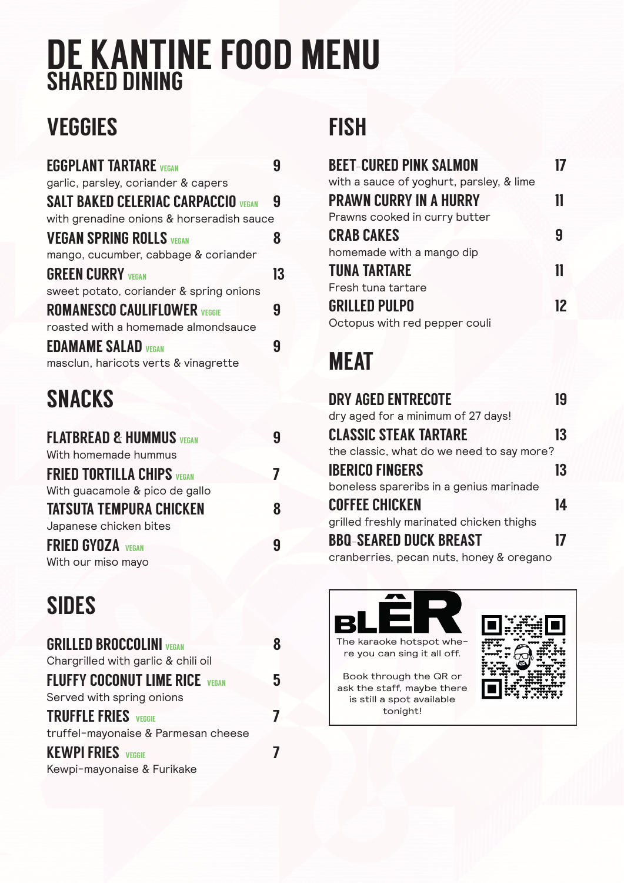# DE KANTINE FOOD MENU

## SHARED DINING

## VEGGIES

**EGGPLANT TARTARE** VEGAN — 9
garlic, parsley, coriander & capers

**SALT BAKED CELERIAC CARPACCIO** VEGAN — 9
with grenadine onions & horseradish sauce

**VEGAN SPRING ROLLS** VEGAN — 8
mango, cucumber, cabbage & coriander

**GREEN CURRY** VEGAN — 13
sweet potato, coriander & spring onions

**ROMANESCO CAULIFLOWER** VEGGIE — 9
roasted with a homemade almondsauce

**EDAMAME SALAD** VEGAN — 9
masclun, haricots verts & vinagrette

## SNACKS

**FLATBREAD & HUMMUS** VEGAN — 9
With homemade hummus

**FRIED TORTILLA CHIPS** VEGAN — 7
With guacamole & pico de gallo

**TATSUTA TEMPURA CHICKEN** — 8
Japanese chicken bites

**FRIED GYOZA** VEGAN — 9
With our miso mayo

## SIDES

**GRILLED BROCCOLINI** VEGAN — 8
Chargrilled with garlic & chili oil

**FLUFFY COCONUT LIME RICE** VEGAN — 5
Served with spring onions

**TRUFFLE FRIES** VEGGIE — 7
truffel-mayonaise & Parmesan cheese

**KEWPI FRIES** VEGGIE — 7
Kewpi-mayonaise & Furikake

## FISH

**BEET-CURED PINK SALMON** — 17
with a sauce of yoghurt, parsley, & lime

**PRAWN CURRY IN A HURRY** — 11
Prawns cooked in curry butter

**CRAB CAKES** — 9
homemade with a mango dip

**TUNA TARTARE** — 11
Fresh tuna tartare

**GRILLED PULPO** — 12
Octopus with red pepper couli

## MEAT

**DRY AGED ENTRECOTE** — 19
dry aged for a minimum of 27 days!

**CLASSIC STEAK TARTARE** — 13
the classic, what do we need to say more?

**IBERICO FINGERS** — 13
boneless spareribs in a genius marinade

**COFFEE CHICKEN** — 14
grilled freshly marinated chicken thighs

**BBQ-SEARED DUCK BREAST** — 17
cranberries, pecan nuts, honey & oregano

---

**BLÊR**

The karaoke hotspot where you can sing it all off.

Book through the QR or ask the staff, maybe there is still a spot available tonight!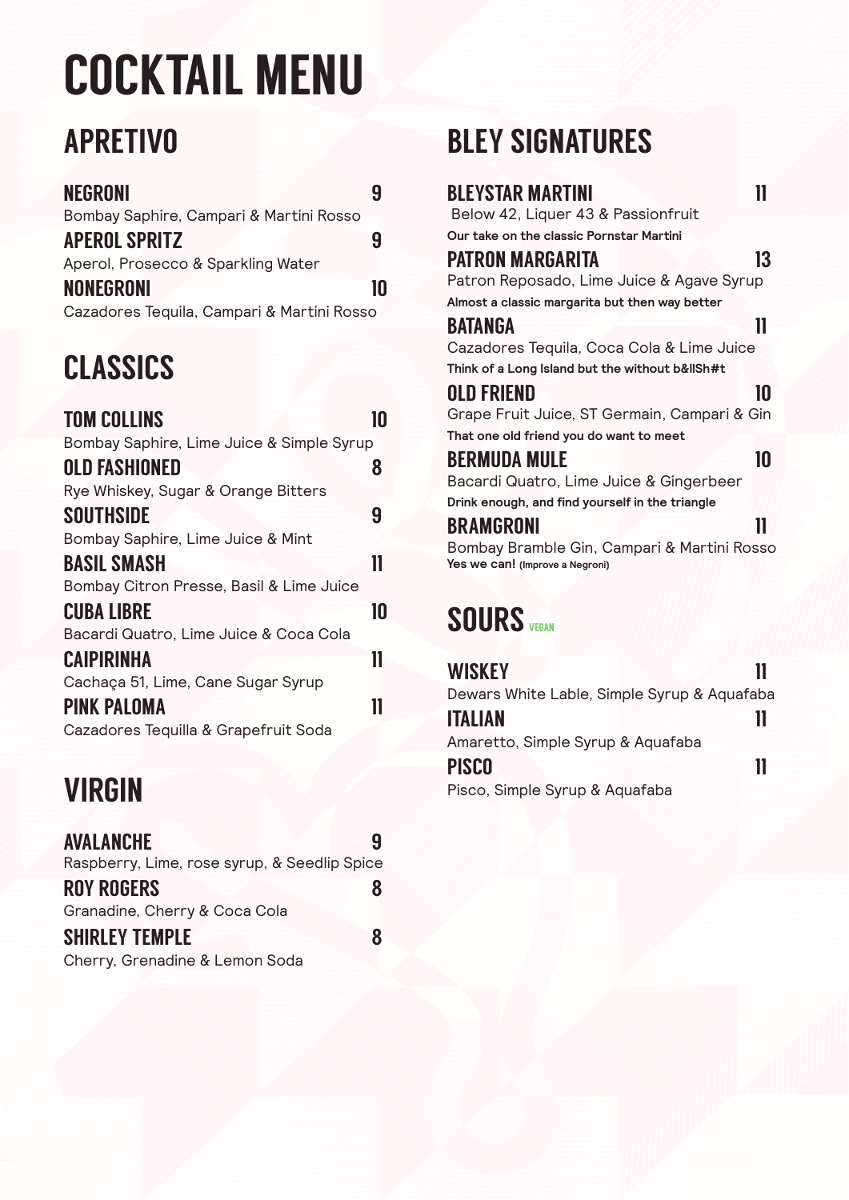# COCKTAIL MENU

## APRETIVO

**NEGRONI** 9
Bombay Saphire, Campari & Martini Rosso

**APEROL SPRITZ** 9
Aperol, Prosecco & Sparkling Water

**NONEGRONI** 10
Cazadores Tequila, Campari & Martini Rosso

## CLASSICS

**TOM COLLINS** 10
Bombay Saphire, Lime Juice & Simple Syrup

**OLD FASHIONED** 8
Rye Whiskey, Sugar & Orange Bitters

**SOUTHSIDE** 9
Bombay Saphire, Lime Juice & Mint

**BASIL SMASH** 11
Bombay Citron Presse, Basil & Lime Juice

**CUBA LIBRE** 10
Bacardi Quatro, Lime Juice & Coca Cola

**CAIPIRINHA** 11
Cachaça 51, Lime, Cane Sugar Syrup

**PINK PALOMA** 11
Cazadores Tequilla & Grapefruit Soda

## VIRGIN

**AVALANCHE** 9
Raspberry, Lime, rose syrup, & Seedlip Spice

**ROY ROGERS** 8
Granadine, Cherry & Coca Cola

**SHIRLEY TEMPLE** 8
Cherry, Grenadine & Lemon Soda

## BLEY SIGNATURES

**BLEYSTAR MARTINI** 11
Below 42, Liquer 43 & Passionfruit
Our take on the classic Pornstar Martini

**PATRON MARGARITA** 13
Patron Reposado, Lime Juice & Agave Syrup
Almost a classic margarita but then way better

**BATANGA** 11
Cazadores Tequila, Coca Cola & Lime Juice
Think of a Long Island but the without b&llSh#t

**OLD FRIEND** 10
Grape Fruit Juice, ST Germain, Campari & Gin
That one old friend you do want to meet

**BERMUDA MULE** 10
Bacardi Quatro, Lime Juice & Gingerbeer
Drink enough, and find yourself in the triangle

**BRAMGRONI** 11
Bombay Bramble Gin, Campari & Martini Rosso
Yes we can! (Improve a Negroni)

## SOURS VEGAN

**WISKEY** 11
Dewars White Lable, Simple Syrup & Aquafaba

**ITALIAN** 11
Amaretto, Simple Syrup & Aquafaba

**PISCO** 11
Pisco, Simple Syrup & Aquafaba